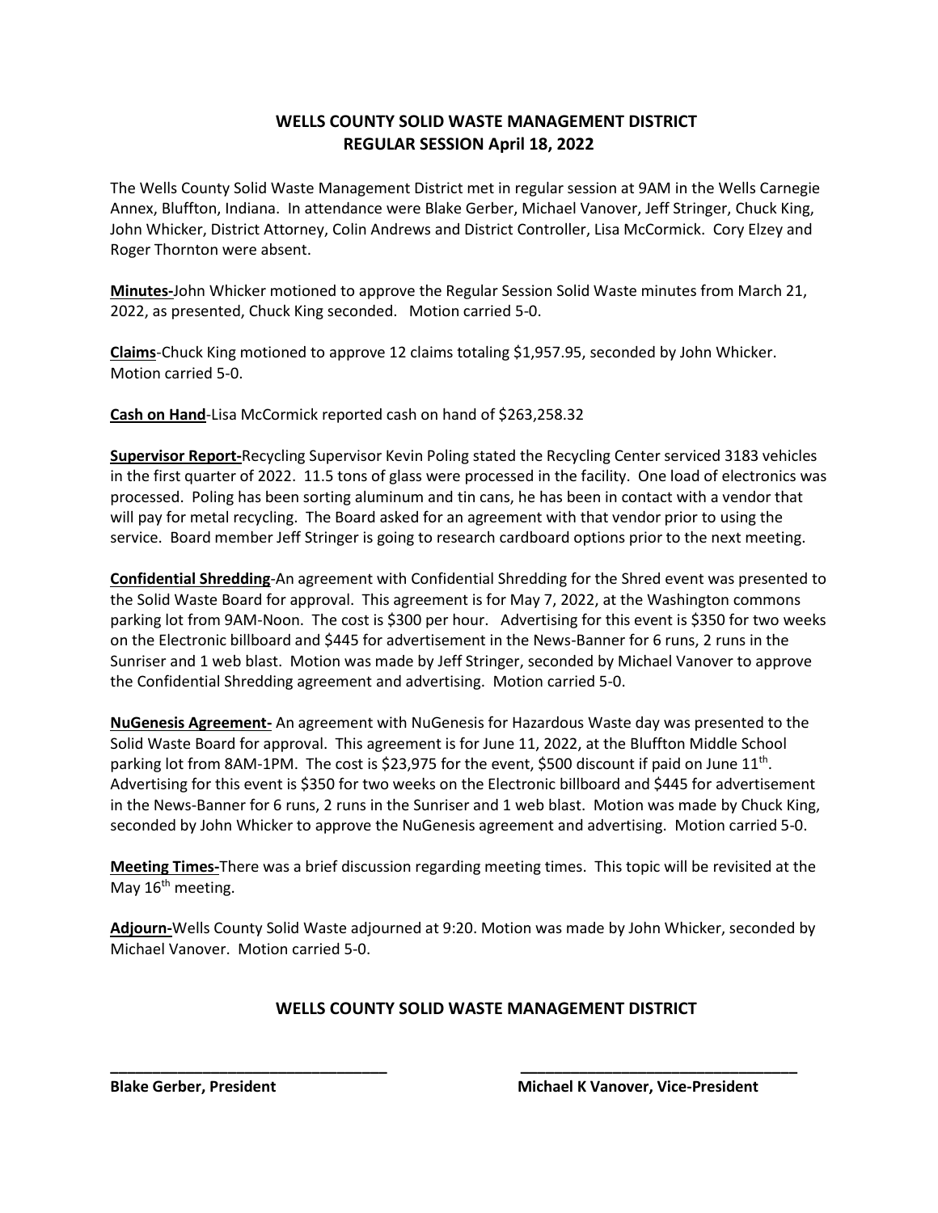# WELLS COUNTY SOLID WASTE MANAGEMENT DISTRICT
## REGULAR SESSION April 18, 2022

The Wells County Solid Waste Management District met in regular session at 9AM in the Wells Carnegie Annex, Bluffton, Indiana. In attendance were Blake Gerber, Michael Vanover, Jeff Stringer, Chuck King, John Whicker, District Attorney, Colin Andrews and District Controller, Lisa McCormick. Cory Elzey and Roger Thornton were absent.

**Minutes-**John Whicker motioned to approve the Regular Session Solid Waste minutes from March 21, 2022, as presented, Chuck King seconded. Motion carried 5-0.

**Claims**-Chuck King motioned to approve 12 claims totaling $1,957.95, seconded by John Whicker. Motion carried 5-0.

**Cash on Hand**-Lisa McCormick reported cash on hand of $263,258.32

**Supervisor Report-**Recycling Supervisor Kevin Poling stated the Recycling Center serviced 3183 vehicles in the first quarter of 2022. 11.5 tons of glass were processed in the facility. One load of electronics was processed. Poling has been sorting aluminum and tin cans, he has been in contact with a vendor that will pay for metal recycling. The Board asked for an agreement with that vendor prior to using the service. Board member Jeff Stringer is going to research cardboard options prior to the next meeting.

**Confidential Shredding**-An agreement with Confidential Shredding for the Shred event was presented to the Solid Waste Board for approval. This agreement is for May 7, 2022, at the Washington commons parking lot from 9AM-Noon. The cost is $300 per hour. Advertising for this event is $350 for two weeks on the Electronic billboard and $445 for advertisement in the News-Banner for 6 runs, 2 runs in the Sunriser and 1 web blast. Motion was made by Jeff Stringer, seconded by Michael Vanover to approve the Confidential Shredding agreement and advertising. Motion carried 5-0.

**NuGenesis Agreement-** An agreement with NuGenesis for Hazardous Waste day was presented to the Solid Waste Board for approval. This agreement is for June 11, 2022, at the Bluffton Middle School parking lot from 8AM-1PM. The cost is $23,975 for the event, $500 discount if paid on June 11th. Advertising for this event is $350 for two weeks on the Electronic billboard and $445 for advertisement in the News-Banner for 6 runs, 2 runs in the Sunriser and 1 web blast. Motion was made by Chuck King, seconded by John Whicker to approve the NuGenesis agreement and advertising. Motion carried 5-0.

**Meeting Times-**There was a brief discussion regarding meeting times. This topic will be revisited at the May 16th meeting.

**Adjourn-**Wells County Solid Waste adjourned at 9:20. Motion was made by John Whicker, seconded by Michael Vanover. Motion carried 5-0.

## WELLS COUNTY SOLID WASTE MANAGEMENT DISTRICT

_______________________________ _______________________________

**Blake Gerber, President** **Michael K Vanover, Vice-President**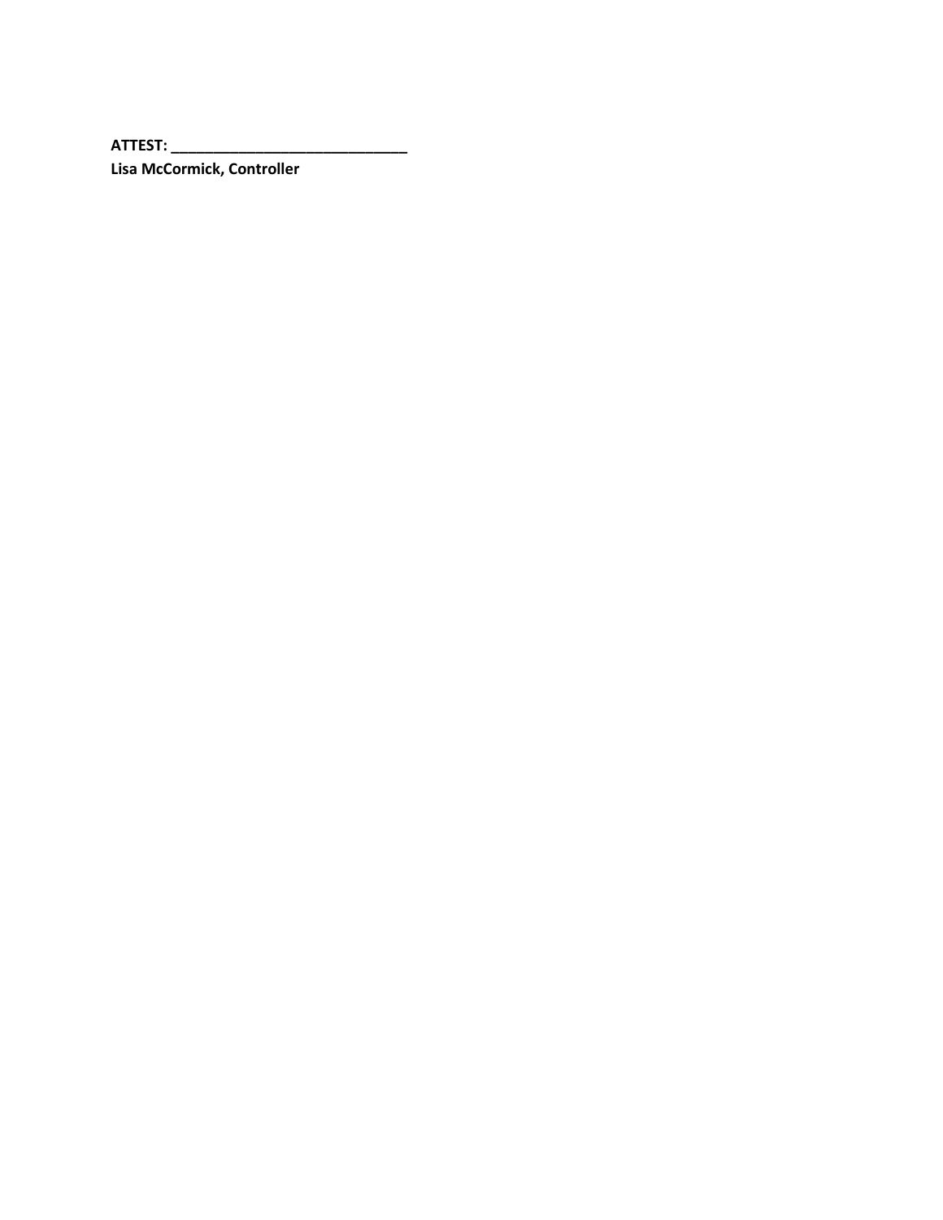**ATTEST: _____________________________**
**Lisa McCormick, Controller**